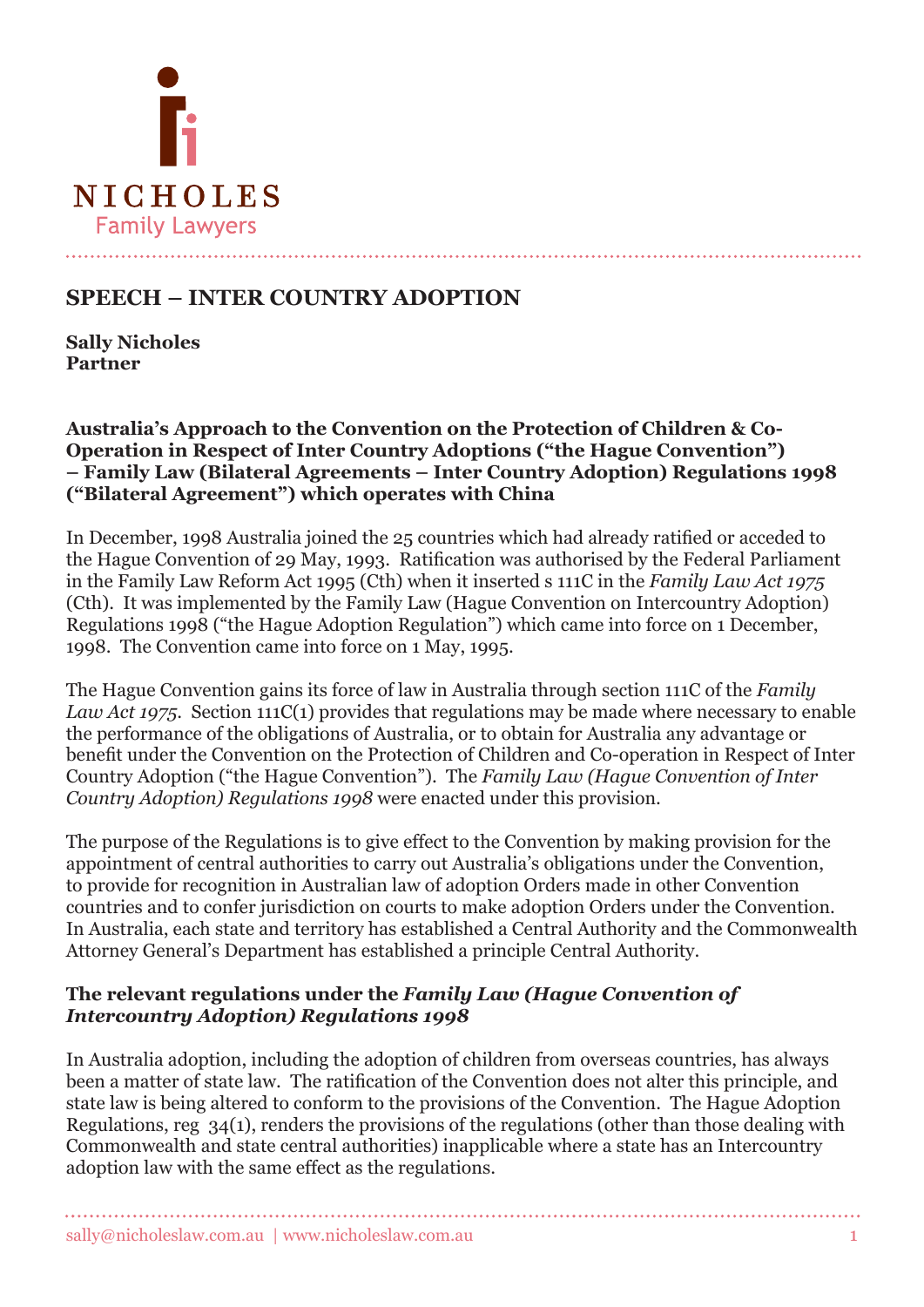# SPEECH – INTER COUNTRY ADOPTION

**Sally Nicholes**
**Partner**

**Australia's Approach to the Convention on the Protection of Children & Co-Operation in Respect of Inter Country Adoptions ("the Hague Convention") – Family Law (Bilateral Agreements – Inter Country Adoption) Regulations 1998 ("Bilateral Agreement") which operates with China**

In December, 1998 Australia joined the 25 countries which had already ratified or acceded to the Hague Convention of 29 May, 1993. Ratification was authorised by the Federal Parliament in the Family Law Reform Act 1995 (Cth) when it inserted s 111C in the *Family Law Act 1975* (Cth). It was implemented by the Family Law (Hague Convention on Intercountry Adoption) Regulations 1998 ("the Hague Adoption Regulation") which came into force on 1 December, 1998. The Convention came into force on 1 May, 1995.

The Hague Convention gains its force of law in Australia through section 111C of the *Family Law Act 1975*. Section 111C(1) provides that regulations may be made where necessary to enable the performance of the obligations of Australia, or to obtain for Australia any advantage or benefit under the Convention on the Protection of Children and Co-operation in Respect of Inter Country Adoption ("the Hague Convention"). The *Family Law (Hague Convention of Inter Country Adoption) Regulations 1998* were enacted under this provision.

The purpose of the Regulations is to give effect to the Convention by making provision for the appointment of central authorities to carry out Australia's obligations under the Convention, to provide for recognition in Australian law of adoption Orders made in other Convention countries and to confer jurisdiction on courts to make adoption Orders under the Convention. In Australia, each state and territory has established a Central Authority and the Commonwealth Attorney General's Department has established a principle Central Authority.

**The relevant regulations under the *Family Law (Hague Convention of Intercountry Adoption) Regulations 1998***

In Australia adoption, including the adoption of children from overseas countries, has always been a matter of state law. The ratification of the Convention does not alter this principle, and state law is being altered to conform to the provisions of the Convention. The Hague Adoption Regulations, reg 34(1), renders the provisions of the regulations (other than those dealing with Commonwealth and state central authorities) inapplicable where a state has an Intercountry adoption law with the same effect as the regulations.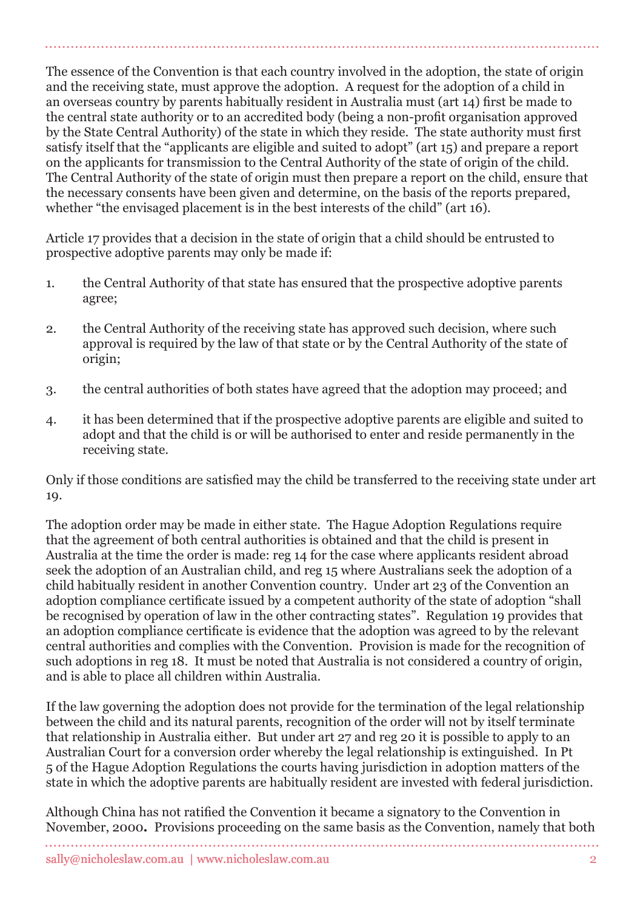The essence of the Convention is that each country involved in the adoption, the state of origin and the receiving state, must approve the adoption. A request for the adoption of a child in an overseas country by parents habitually resident in Australia must (art 14) first be made to the central state authority or to an accredited body (being a non-profit organisation approved by the State Central Authority) of the state in which they reside. The state authority must first satisfy itself that the "applicants are eligible and suited to adopt" (art 15) and prepare a report on the applicants for transmission to the Central Authority of the state of origin of the child. The Central Authority of the state of origin must then prepare a report on the child, ensure that the necessary consents have been given and determine, on the basis of the reports prepared, whether "the envisaged placement is in the best interests of the child" (art 16).

Article 17 provides that a decision in the state of origin that a child should be entrusted to prospective adoptive parents may only be made if:

1. the Central Authority of that state has ensured that the prospective adoptive parents agree;

2. the Central Authority of the receiving state has approved such decision, where such approval is required by the law of that state or by the Central Authority of the state of origin;

3. the central authorities of both states have agreed that the adoption may proceed; and

4. it has been determined that if the prospective adoptive parents are eligible and suited to adopt and that the child is or will be authorised to enter and reside permanently in the receiving state.

Only if those conditions are satisfied may the child be transferred to the receiving state under art 19.

The adoption order may be made in either state. The Hague Adoption Regulations require that the agreement of both central authorities is obtained and that the child is present in Australia at the time the order is made: reg 14 for the case where applicants resident abroad seek the adoption of an Australian child, and reg 15 where Australians seek the adoption of a child habitually resident in another Convention country. Under art 23 of the Convention an adoption compliance certificate issued by a competent authority of the state of adoption "shall be recognised by operation of law in the other contracting states". Regulation 19 provides that an adoption compliance certificate is evidence that the adoption was agreed to by the relevant central authorities and complies with the Convention. Provision is made for the recognition of such adoptions in reg 18. It must be noted that Australia is not considered a country of origin, and is able to place all children within Australia.

If the law governing the adoption does not provide for the termination of the legal relationship between the child and its natural parents, recognition of the order will not by itself terminate that relationship in Australia either. But under art 27 and reg 20 it is possible to apply to an Australian Court for a conversion order whereby the legal relationship is extinguished. In Pt 5 of the Hague Adoption Regulations the courts having jurisdiction in adoption matters of the state in which the adoptive parents are habitually resident are invested with federal jurisdiction.

Although China has not ratified the Convention it became a signatory to the Convention in November, 2000**.** Provisions proceeding on the same basis as the Convention, namely that both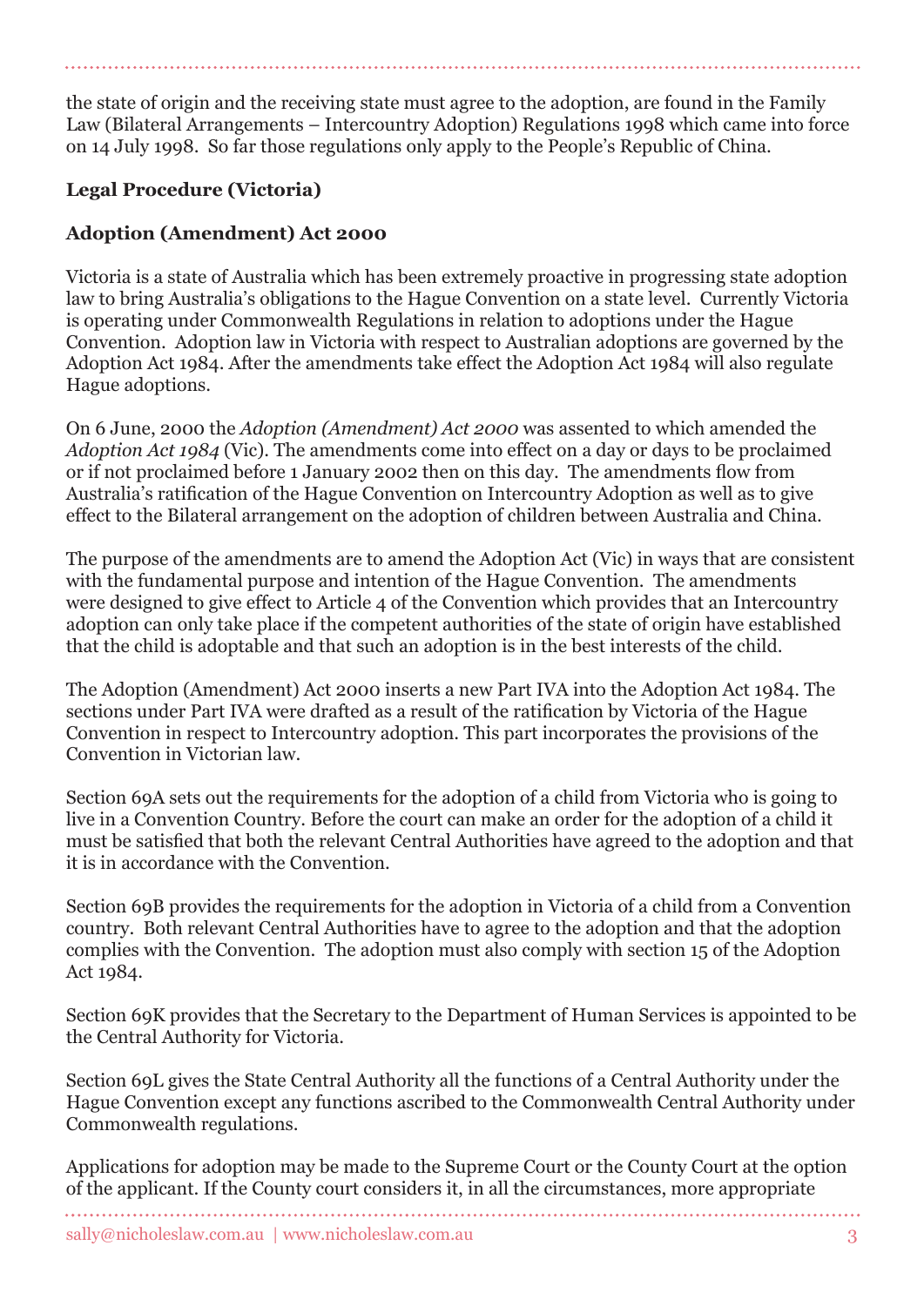the state of origin and the receiving state must agree to the adoption, are found in the Family Law (Bilateral Arrangements – Intercountry Adoption) Regulations 1998 which came into force on 14 July 1998. So far those regulations only apply to the People's Republic of China.

**Legal Procedure (Victoria)**

**Adoption (Amendment) Act 2000**

Victoria is a state of Australia which has been extremely proactive in progressing state adoption law to bring Australia's obligations to the Hague Convention on a state level. Currently Victoria is operating under Commonwealth Regulations in relation to adoptions under the Hague Convention. Adoption law in Victoria with respect to Australian adoptions are governed by the Adoption Act 1984. After the amendments take effect the Adoption Act 1984 will also regulate Hague adoptions.

On 6 June, 2000 the *Adoption (Amendment) Act 2000* was assented to which amended the *Adoption Act 1984* (Vic). The amendments come into effect on a day or days to be proclaimed or if not proclaimed before 1 January 2002 then on this day. The amendments flow from Australia's ratification of the Hague Convention on Intercountry Adoption as well as to give effect to the Bilateral arrangement on the adoption of children between Australia and China.

The purpose of the amendments are to amend the Adoption Act (Vic) in ways that are consistent with the fundamental purpose and intention of the Hague Convention. The amendments were designed to give effect to Article 4 of the Convention which provides that an Intercountry adoption can only take place if the competent authorities of the state of origin have established that the child is adoptable and that such an adoption is in the best interests of the child.

The Adoption (Amendment) Act 2000 inserts a new Part IVA into the Adoption Act 1984. The sections under Part IVA were drafted as a result of the ratification by Victoria of the Hague Convention in respect to Intercountry adoption. This part incorporates the provisions of the Convention in Victorian law.

Section 69A sets out the requirements for the adoption of a child from Victoria who is going to live in a Convention Country. Before the court can make an order for the adoption of a child it must be satisfied that both the relevant Central Authorities have agreed to the adoption and that it is in accordance with the Convention.

Section 69B provides the requirements for the adoption in Victoria of a child from a Convention country. Both relevant Central Authorities have to agree to the adoption and that the adoption complies with the Convention. The adoption must also comply with section 15 of the Adoption Act 1984.

Section 69K provides that the Secretary to the Department of Human Services is appointed to be the Central Authority for Victoria.

Section 69L gives the State Central Authority all the functions of a Central Authority under the Hague Convention except any functions ascribed to the Commonwealth Central Authority under Commonwealth regulations.

Applications for adoption may be made to the Supreme Court or the County Court at the option of the applicant. If the County court considers it, in all the circumstances, more appropriate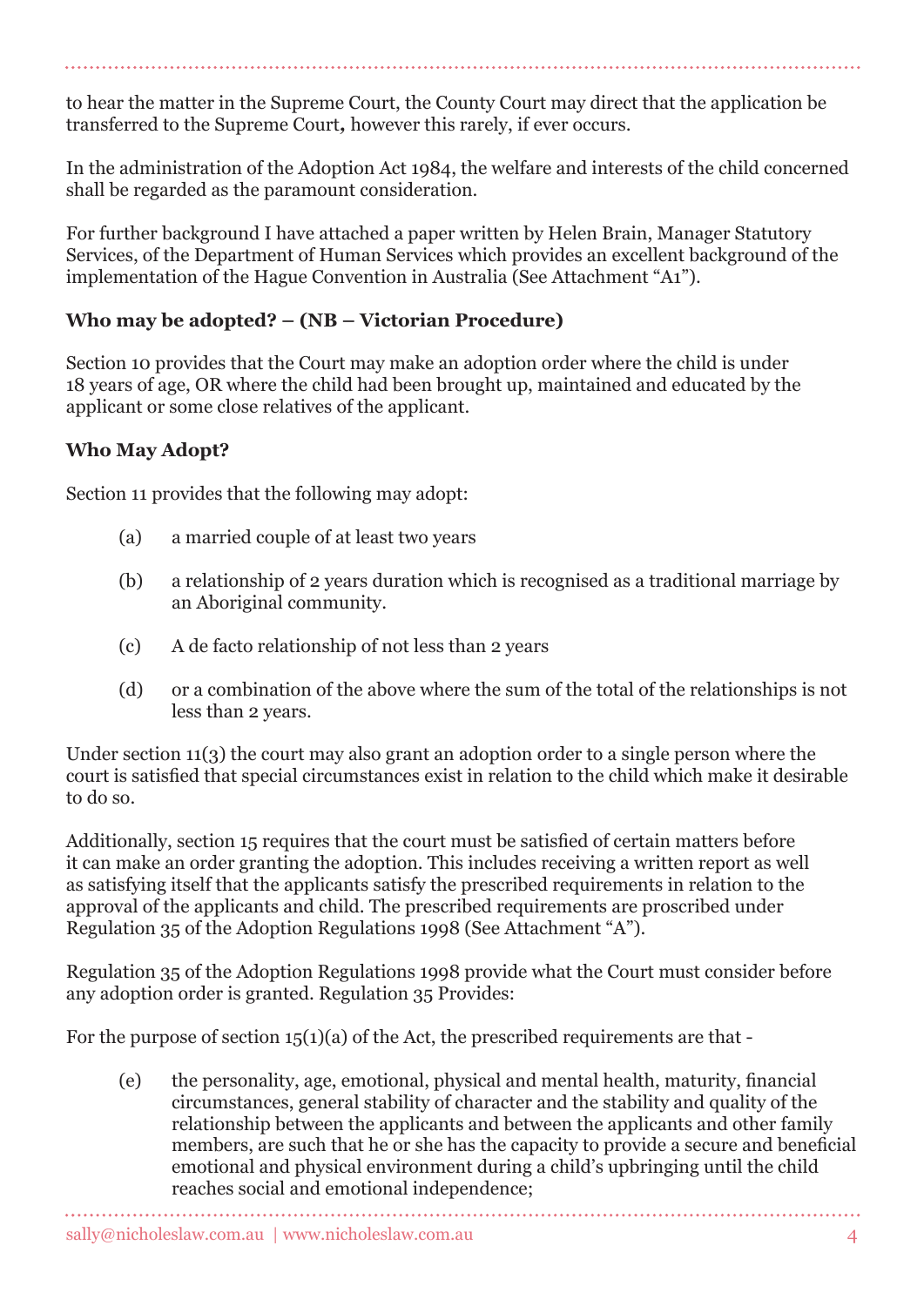to hear the matter in the Supreme Court, the County Court may direct that the application be transferred to the Supreme Court**,** however this rarely, if ever occurs.

In the administration of the Adoption Act 1984, the welfare and interests of the child concerned shall be regarded as the paramount consideration.

For further background I have attached a paper written by Helen Brain, Manager Statutory Services, of the Department of Human Services which provides an excellent background of the implementation of the Hague Convention in Australia (See Attachment "A1").

**Who may be adopted? – (NB – Victorian Procedure)**

Section 10 provides that the Court may make an adoption order where the child is under 18 years of age, OR where the child had been brought up, maintained and educated by the applicant or some close relatives of the applicant.

**Who May Adopt?**

Section 11 provides that the following may adopt:

(a) a married couple of at least two years

(b) a relationship of 2 years duration which is recognised as a traditional marriage by an Aboriginal community.

(c) A de facto relationship of not less than 2 years

(d) or a combination of the above where the sum of the total of the relationships is not less than 2 years.

Under section 11(3) the court may also grant an adoption order to a single person where the court is satisfied that special circumstances exist in relation to the child which make it desirable to do so.

Additionally, section 15 requires that the court must be satisfied of certain matters before it can make an order granting the adoption. This includes receiving a written report as well as satisfying itself that the applicants satisfy the prescribed requirements in relation to the approval of the applicants and child. The prescribed requirements are proscribed under Regulation 35 of the Adoption Regulations 1998 (See Attachment "A").

Regulation 35 of the Adoption Regulations 1998 provide what the Court must consider before any adoption order is granted. Regulation 35 Provides:

For the purpose of section 15(1)(a) of the Act, the prescribed requirements are that -

(e) the personality, age, emotional, physical and mental health, maturity, financial circumstances, general stability of character and the stability and quality of the relationship between the applicants and between the applicants and other family members, are such that he or she has the capacity to provide a secure and beneficial emotional and physical environment during a child's upbringing until the child reaches social and emotional independence;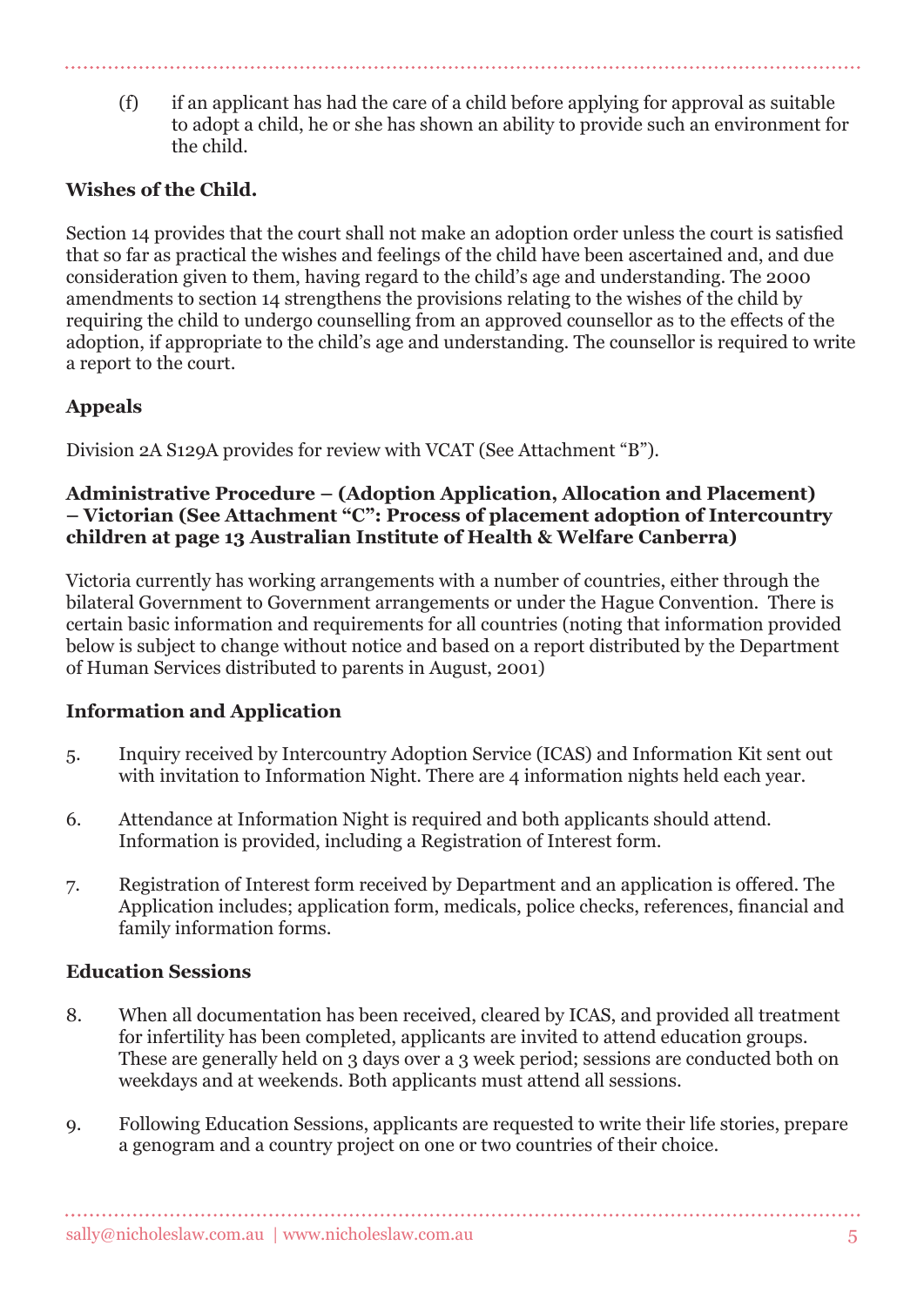(f) if an applicant has had the care of a child before applying for approval as suitable to adopt a child, he or she has shown an ability to provide such an environment for the child.

**Wishes of the Child.**

Section 14 provides that the court shall not make an adoption order unless the court is satisfied that so far as practical the wishes and feelings of the child have been ascertained and, and due consideration given to them, having regard to the child's age and understanding. The 2000 amendments to section 14 strengthens the provisions relating to the wishes of the child by requiring the child to undergo counselling from an approved counsellor as to the effects of the adoption, if appropriate to the child's age and understanding. The counsellor is required to write a report to the court.

**Appeals**

Division 2A S129A provides for review with VCAT (See Attachment "B").

**Administrative Procedure – (Adoption Application, Allocation and Placement) – Victorian (See Attachment "C": Process of placement adoption of Intercountry children at page 13 Australian Institute of Health & Welfare Canberra)**

Victoria currently has working arrangements with a number of countries, either through the bilateral Government to Government arrangements or under the Hague Convention. There is certain basic information and requirements for all countries (noting that information provided below is subject to change without notice and based on a report distributed by the Department of Human Services distributed to parents in August, 2001)

**Information and Application**

5. Inquiry received by Intercountry Adoption Service (ICAS) and Information Kit sent out with invitation to Information Night. There are 4 information nights held each year.

6. Attendance at Information Night is required and both applicants should attend. Information is provided, including a Registration of Interest form.

7. Registration of Interest form received by Department and an application is offered. The Application includes; application form, medicals, police checks, references, financial and family information forms.

**Education Sessions**

8. When all documentation has been received, cleared by ICAS, and provided all treatment for infertility has been completed, applicants are invited to attend education groups. These are generally held on 3 days over a 3 week period; sessions are conducted both on weekdays and at weekends. Both applicants must attend all sessions.

9. Following Education Sessions, applicants are requested to write their life stories, prepare a genogram and a country project on one or two countries of their choice.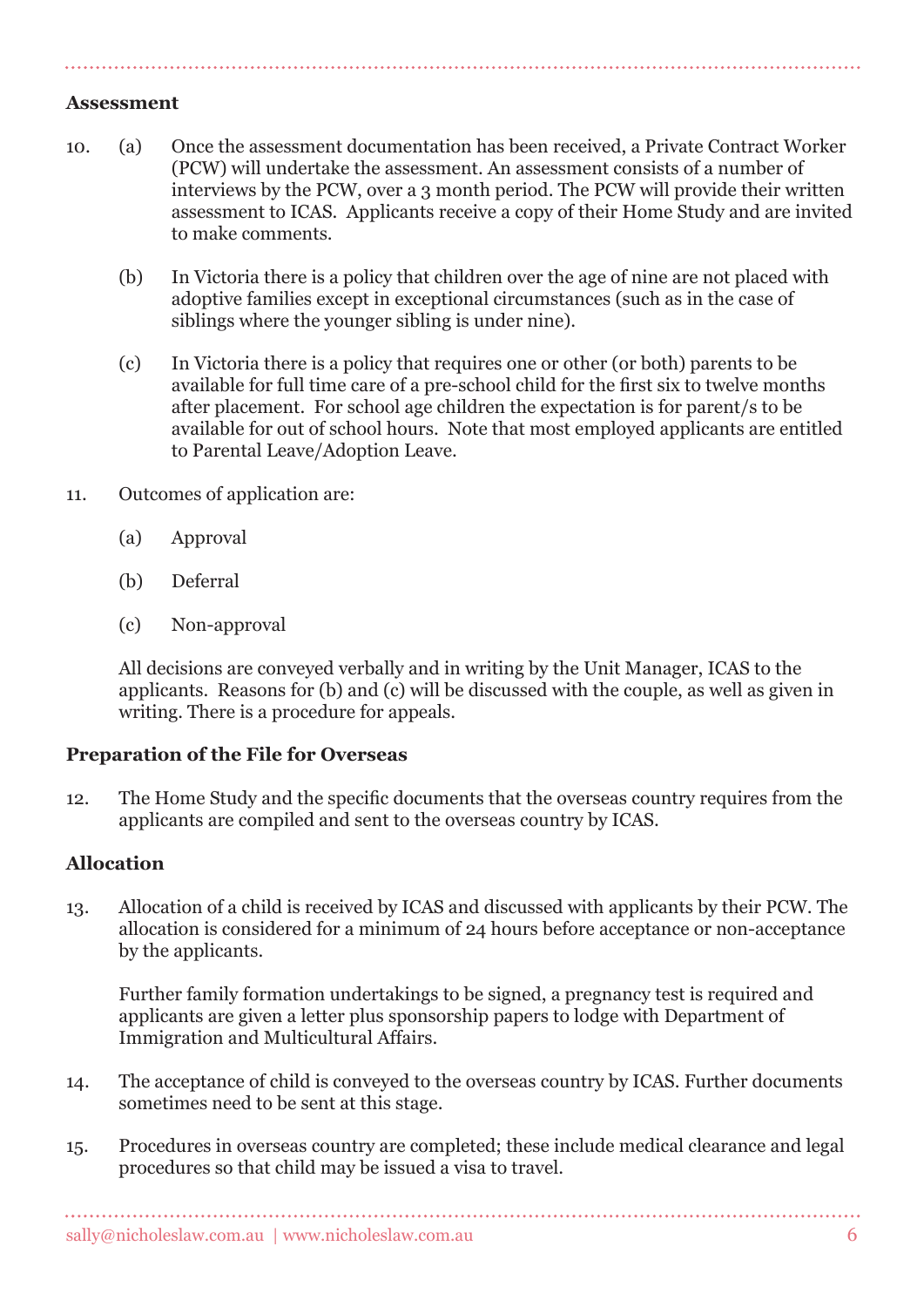**Assessment**

10. (a) Once the assessment documentation has been received, a Private Contract Worker (PCW) will undertake the assessment. An assessment consists of a number of interviews by the PCW, over a 3 month period. The PCW will provide their written assessment to ICAS. Applicants receive a copy of their Home Study and are invited to make comments.

    (b) In Victoria there is a policy that children over the age of nine are not placed with adoptive families except in exceptional circumstances (such as in the case of siblings where the younger sibling is under nine).

    (c) In Victoria there is a policy that requires one or other (or both) parents to be available for full time care of a pre-school child for the first six to twelve months after placement. For school age children the expectation is for parent/s to be available for out of school hours. Note that most employed applicants are entitled to Parental Leave/Adoption Leave.

11. Outcomes of application are:

    (a) Approval

    (b) Deferral

    (c) Non-approval

    All decisions are conveyed verbally and in writing by the Unit Manager, ICAS to the applicants. Reasons for (b) and (c) will be discussed with the couple, as well as given in writing. There is a procedure for appeals.

**Preparation of the File for Overseas**

12. The Home Study and the specific documents that the overseas country requires from the applicants are compiled and sent to the overseas country by ICAS.

**Allocation**

13. Allocation of a child is received by ICAS and discussed with applicants by their PCW. The allocation is considered for a minimum of 24 hours before acceptance or non-acceptance by the applicants.

    Further family formation undertakings to be signed, a pregnancy test is required and applicants are given a letter plus sponsorship papers to lodge with Department of Immigration and Multicultural Affairs.

14. The acceptance of child is conveyed to the overseas country by ICAS. Further documents sometimes need to be sent at this stage.

15. Procedures in overseas country are completed; these include medical clearance and legal procedures so that child may be issued a visa to travel.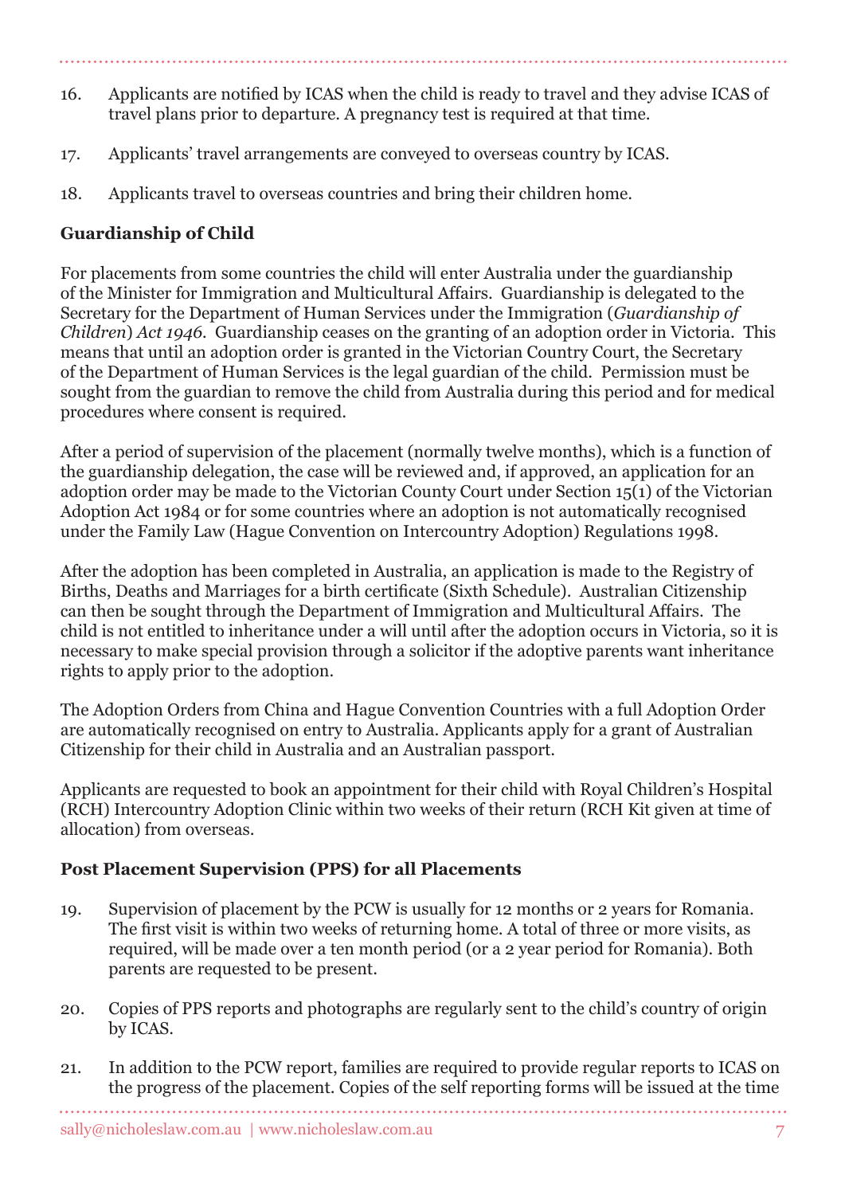16. Applicants are notified by ICAS when the child is ready to travel and they advise ICAS of travel plans prior to departure. A pregnancy test is required at that time.

17. Applicants' travel arrangements are conveyed to overseas country by ICAS.

18. Applicants travel to overseas countries and bring their children home.

**Guardianship of Child**

For placements from some countries the child will enter Australia under the guardianship of the Minister for Immigration and Multicultural Affairs. Guardianship is delegated to the Secretary for the Department of Human Services under the Immigration (*Guardianship of Children*) *Act 1946*. Guardianship ceases on the granting of an adoption order in Victoria. This means that until an adoption order is granted in the Victorian Country Court, the Secretary of the Department of Human Services is the legal guardian of the child. Permission must be sought from the guardian to remove the child from Australia during this period and for medical procedures where consent is required.

After a period of supervision of the placement (normally twelve months), which is a function of the guardianship delegation, the case will be reviewed and, if approved, an application for an adoption order may be made to the Victorian County Court under Section 15(1) of the Victorian Adoption Act 1984 or for some countries where an adoption is not automatically recognised under the Family Law (Hague Convention on Intercountry Adoption) Regulations 1998.

After the adoption has been completed in Australia, an application is made to the Registry of Births, Deaths and Marriages for a birth certificate (Sixth Schedule). Australian Citizenship can then be sought through the Department of Immigration and Multicultural Affairs. The child is not entitled to inheritance under a will until after the adoption occurs in Victoria, so it is necessary to make special provision through a solicitor if the adoptive parents want inheritance rights to apply prior to the adoption.

The Adoption Orders from China and Hague Convention Countries with a full Adoption Order are automatically recognised on entry to Australia. Applicants apply for a grant of Australian Citizenship for their child in Australia and an Australian passport.

Applicants are requested to book an appointment for their child with Royal Children's Hospital (RCH) Intercountry Adoption Clinic within two weeks of their return (RCH Kit given at time of allocation) from overseas.

**Post Placement Supervision (PPS) for all Placements**

19. Supervision of placement by the PCW is usually for 12 months or 2 years for Romania. The first visit is within two weeks of returning home. A total of three or more visits, as required, will be made over a ten month period (or a 2 year period for Romania). Both parents are requested to be present.

20. Copies of PPS reports and photographs are regularly sent to the child's country of origin by ICAS.

21. In addition to the PCW report, families are required to provide regular reports to ICAS on the progress of the placement. Copies of the self reporting forms will be issued at the time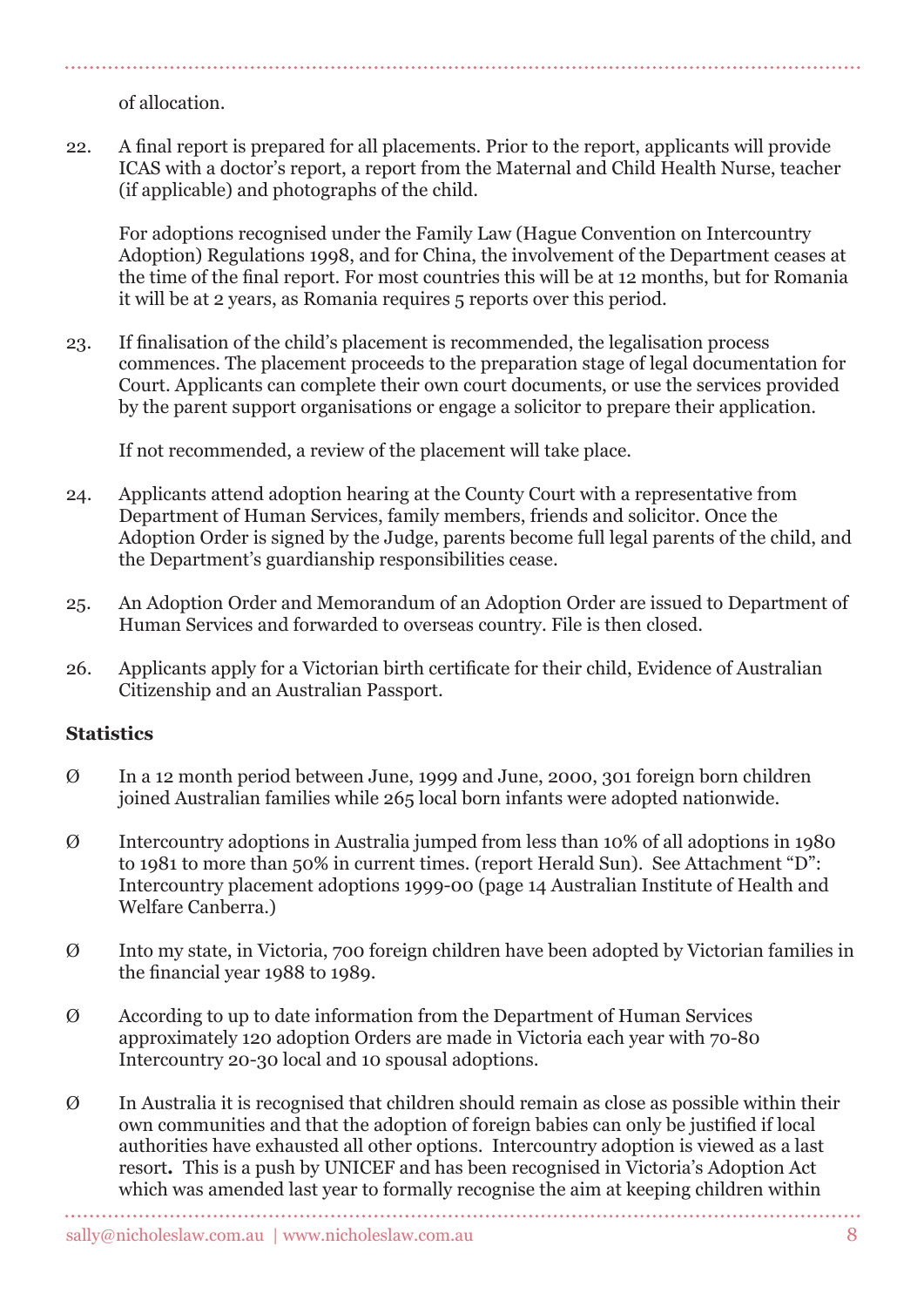of allocation.

22. A final report is prepared for all placements. Prior to the report, applicants will provide ICAS with a doctor's report, a report from the Maternal and Child Health Nurse, teacher (if applicable) and photographs of the child.

    For adoptions recognised under the Family Law (Hague Convention on Intercountry Adoption) Regulations 1998, and for China, the involvement of the Department ceases at the time of the final report. For most countries this will be at 12 months, but for Romania it will be at 2 years, as Romania requires 5 reports over this period.

23. If finalisation of the child's placement is recommended, the legalisation process commences. The placement proceeds to the preparation stage of legal documentation for Court. Applicants can complete their own court documents, or use the services provided by the parent support organisations or engage a solicitor to prepare their application.

    If not recommended, a review of the placement will take place.

24. Applicants attend adoption hearing at the County Court with a representative from Department of Human Services, family members, friends and solicitor. Once the Adoption Order is signed by the Judge, parents become full legal parents of the child, and the Department's guardianship responsibilities cease.

25. An Adoption Order and Memorandum of an Adoption Order are issued to Department of Human Services and forwarded to overseas country. File is then closed.

26. Applicants apply for a Victorian birth certificate for their child, Evidence of Australian Citizenship and an Australian Passport.

**Statistics**

- In a 12 month period between June, 1999 and June, 2000, 301 foreign born children joined Australian families while 265 local born infants were adopted nationwide.

- Intercountry adoptions in Australia jumped from less than 10% of all adoptions in 1980 to 1981 to more than 50% in current times. (report Herald Sun). See Attachment "D": Intercountry placement adoptions 1999-00 (page 14 Australian Institute of Health and Welfare Canberra.)

- Into my state, in Victoria, 700 foreign children have been adopted by Victorian families in the financial year 1988 to 1989.

- According to up to date information from the Department of Human Services approximately 120 adoption Orders are made in Victoria each year with 70-80 Intercountry 20-30 local and 10 spousal adoptions.

- In Australia it is recognised that children should remain as close as possible within their own communities and that the adoption of foreign babies can only be justified if local authorities have exhausted all other options. Intercountry adoption is viewed as a last resort**.** This is a push by UNICEF and has been recognised in Victoria's Adoption Act which was amended last year to formally recognise the aim at keeping children within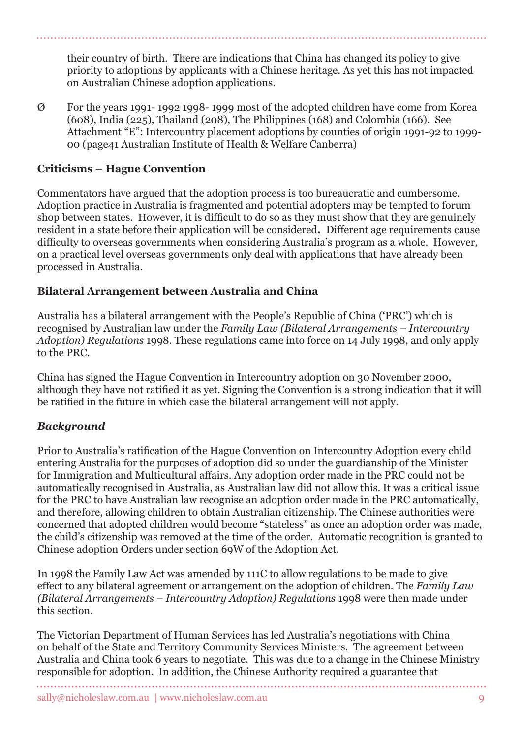their country of birth. There are indications that China has changed its policy to give priority to adoptions by applicants with a Chinese heritage. As yet this has not impacted on Australian Chinese adoption applications.

Ø For the years 1991- 1992 1998- 1999 most of the adopted children have come from Korea (608), India (225), Thailand (208), The Philippines (168) and Colombia (166). See Attachment "E": Intercountry placement adoptions by counties of origin 1991-92 to 1999-00 (page41 Australian Institute of Health & Welfare Canberra)

**Criticisms – Hague Convention**

Commentators have argued that the adoption process is too bureaucratic and cumbersome. Adoption practice in Australia is fragmented and potential adopters may be tempted to forum shop between states. However, it is difficult to do so as they must show that they are genuinely resident in a state before their application will be considered**.** Different age requirements cause difficulty to overseas governments when considering Australia's program as a whole. However, on a practical level overseas governments only deal with applications that have already been processed in Australia.

**Bilateral Arrangement between Australia and China**

Australia has a bilateral arrangement with the People's Republic of China ('PRC') which is recognised by Australian law under the *Family Law (Bilateral Arrangements – Intercountry Adoption) Regulations* 1998. These regulations came into force on 14 July 1998, and only apply to the PRC.

China has signed the Hague Convention in Intercountry adoption on 30 November 2000, although they have not ratified it as yet. Signing the Convention is a strong indication that it will be ratified in the future in which case the bilateral arrangement will not apply.

***Background***

Prior to Australia's ratification of the Hague Convention on Intercountry Adoption every child entering Australia for the purposes of adoption did so under the guardianship of the Minister for Immigration and Multicultural affairs. Any adoption order made in the PRC could not be automatically recognised in Australia, as Australian law did not allow this. It was a critical issue for the PRC to have Australian law recognise an adoption order made in the PRC automatically, and therefore, allowing children to obtain Australian citizenship. The Chinese authorities were concerned that adopted children would become "stateless" as once an adoption order was made, the child's citizenship was removed at the time of the order. Automatic recognition is granted to Chinese adoption Orders under section 69W of the Adoption Act.

In 1998 the Family Law Act was amended by 111C to allow regulations to be made to give effect to any bilateral agreement or arrangement on the adoption of children. The *Family Law (Bilateral Arrangements – Intercountry Adoption) Regulations* 1998 were then made under this section.

The Victorian Department of Human Services has led Australia's negotiations with China on behalf of the State and Territory Community Services Ministers. The agreement between Australia and China took 6 years to negotiate. This was due to a change in the Chinese Ministry responsible for adoption. In addition, the Chinese Authority required a guarantee that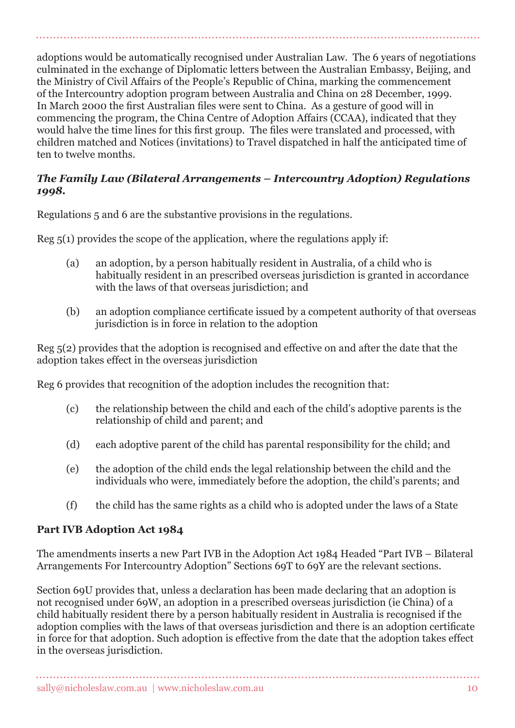adoptions would be automatically recognised under Australian Law. The 6 years of negotiations culminated in the exchange of Diplomatic letters between the Australian Embassy, Beijing, and the Ministry of Civil Affairs of the People's Republic of China, marking the commencement of the Intercountry adoption program between Australia and China on 28 December, 1999. In March 2000 the first Australian files were sent to China. As a gesture of good will in commencing the program, the China Centre of Adoption Affairs (CCAA), indicated that they would halve the time lines for this first group. The files were translated and processed, with children matched and Notices (invitations) to Travel dispatched in half the anticipated time of ten to twelve months.

### ***The Family Law (Bilateral Arrangements – Intercountry Adoption) Regulations 1998.***

Regulations 5 and 6 are the substantive provisions in the regulations.

Reg 5(1) provides the scope of the application, where the regulations apply if:

(a) an adoption, by a person habitually resident in Australia, of a child who is habitually resident in an prescribed overseas jurisdiction is granted in accordance with the laws of that overseas jurisdiction; and

(b) an adoption compliance certificate issued by a competent authority of that overseas jurisdiction is in force in relation to the adoption

Reg 5(2) provides that the adoption is recognised and effective on and after the date that the adoption takes effect in the overseas jurisdiction

Reg 6 provides that recognition of the adoption includes the recognition that:

(c) the relationship between the child and each of the child's adoptive parents is the relationship of child and parent; and

(d) each adoptive parent of the child has parental responsibility for the child; and

(e) the adoption of the child ends the legal relationship between the child and the individuals who were, immediately before the adoption, the child's parents; and

(f) the child has the same rights as a child who is adopted under the laws of a State

### **Part IVB Adoption Act 1984**

The amendments inserts a new Part IVB in the Adoption Act 1984 Headed "Part IVB – Bilateral Arrangements For Intercountry Adoption" Sections 69T to 69Y are the relevant sections.

Section 69U provides that, unless a declaration has been made declaring that an adoption is not recognised under 69W, an adoption in a prescribed overseas jurisdiction (ie China) of a child habitually resident there by a person habitually resident in Australia is recognised if the adoption complies with the laws of that overseas jurisdiction and there is an adoption certificate in force for that adoption. Such adoption is effective from the date that the adoption takes effect in the overseas jurisdiction.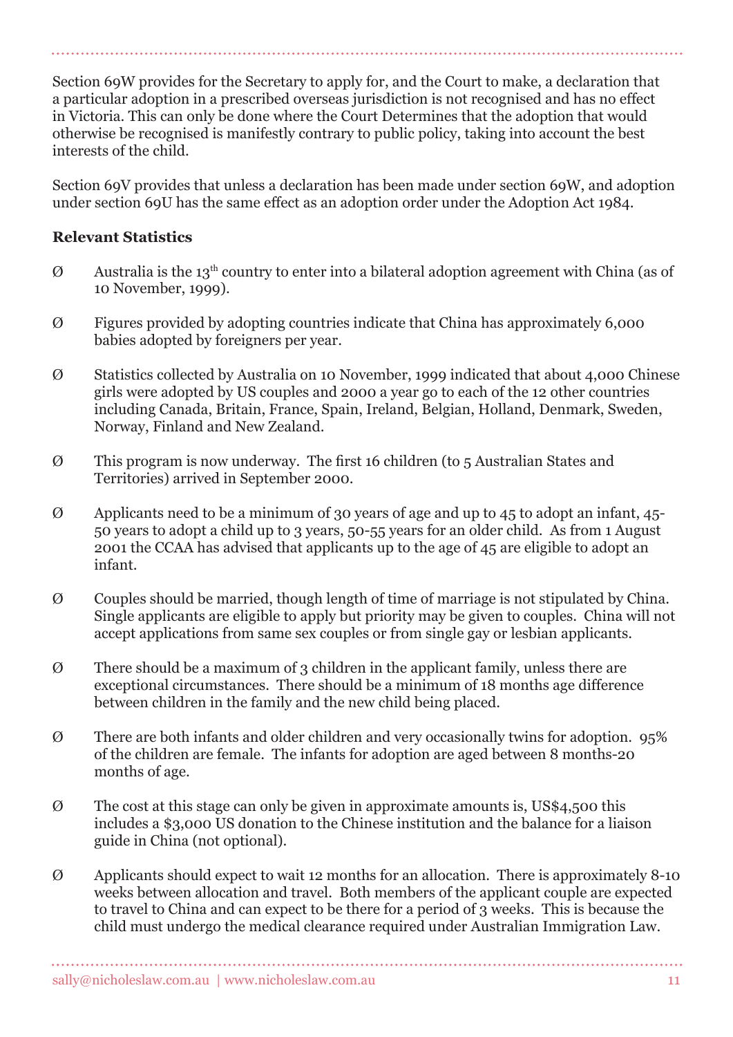Section 69W provides for the Secretary to apply for, and the Court to make, a declaration that a particular adoption in a prescribed overseas jurisdiction is not recognised and has no effect in Victoria. This can only be done where the Court Determines that the adoption that would otherwise be recognised is manifestly contrary to public policy, taking into account the best interests of the child.

Section 69V provides that unless a declaration has been made under section 69W, and adoption under section 69U has the same effect as an adoption order under the Adoption Act 1984.

**Relevant Statistics**

- Australia is the 13th country to enter into a bilateral adoption agreement with China (as of 10 November, 1999).
- Figures provided by adopting countries indicate that China has approximately 6,000 babies adopted by foreigners per year.
- Statistics collected by Australia on 10 November, 1999 indicated that about 4,000 Chinese girls were adopted by US couples and 2000 a year go to each of the 12 other countries including Canada, Britain, France, Spain, Ireland, Belgian, Holland, Denmark, Sweden, Norway, Finland and New Zealand.
- This program is now underway. The first 16 children (to 5 Australian States and Territories) arrived in September 2000.
- Applicants need to be a minimum of 30 years of age and up to 45 to adopt an infant, 45-50 years to adopt a child up to 3 years, 50-55 years for an older child. As from 1 August 2001 the CCAA has advised that applicants up to the age of 45 are eligible to adopt an infant.
- Couples should be married, though length of time of marriage is not stipulated by China. Single applicants are eligible to apply but priority may be given to couples. China will not accept applications from same sex couples or from single gay or lesbian applicants.
- There should be a maximum of 3 children in the applicant family, unless there are exceptional circumstances. There should be a minimum of 18 months age difference between children in the family and the new child being placed.
- There are both infants and older children and very occasionally twins for adoption. 95% of the children are female. The infants for adoption are aged between 8 months-20 months of age.
- The cost at this stage can only be given in approximate amounts is, US$4,500 this includes a $3,000 US donation to the Chinese institution and the balance for a liaison guide in China (not optional).
- Applicants should expect to wait 12 months for an allocation. There is approximately 8-10 weeks between allocation and travel. Both members of the applicant couple are expected to travel to China and can expect to be there for a period of 3 weeks. This is because the child must undergo the medical clearance required under Australian Immigration Law.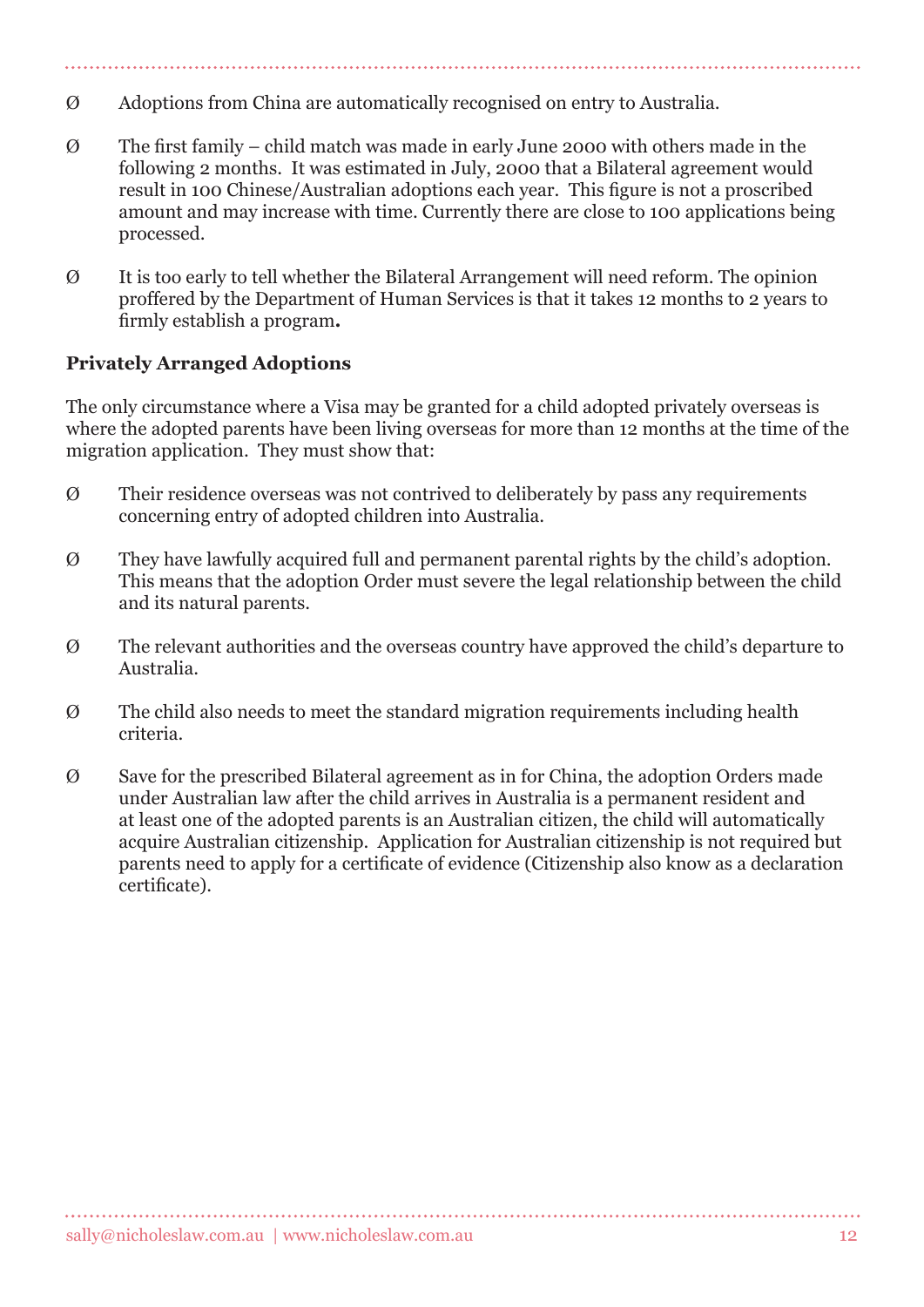- Adoptions from China are automatically recognised on entry to Australia.
- The first family – child match was made in early June 2000 with others made in the following 2 months. It was estimated in July, 2000 that a Bilateral agreement would result in 100 Chinese/Australian adoptions each year. This figure is not a proscribed amount and may increase with time. Currently there are close to 100 applications being processed.
- It is too early to tell whether the Bilateral Arrangement will need reform. The opinion proffered by the Department of Human Services is that it takes 12 months to 2 years to firmly establish a program**.**

**Privately Arranged Adoptions**

The only circumstance where a Visa may be granted for a child adopted privately overseas is where the adopted parents have been living overseas for more than 12 months at the time of the migration application. They must show that:

- Their residence overseas was not contrived to deliberately by pass any requirements concerning entry of adopted children into Australia.
- They have lawfully acquired full and permanent parental rights by the child's adoption. This means that the adoption Order must severe the legal relationship between the child and its natural parents.
- The relevant authorities and the overseas country have approved the child's departure to Australia.
- The child also needs to meet the standard migration requirements including health criteria.
- Save for the prescribed Bilateral agreement as in for China, the adoption Orders made under Australian law after the child arrives in Australia is a permanent resident and at least one of the adopted parents is an Australian citizen, the child will automatically acquire Australian citizenship. Application for Australian citizenship is not required but parents need to apply for a certificate of evidence (Citizenship also know as a declaration certificate).